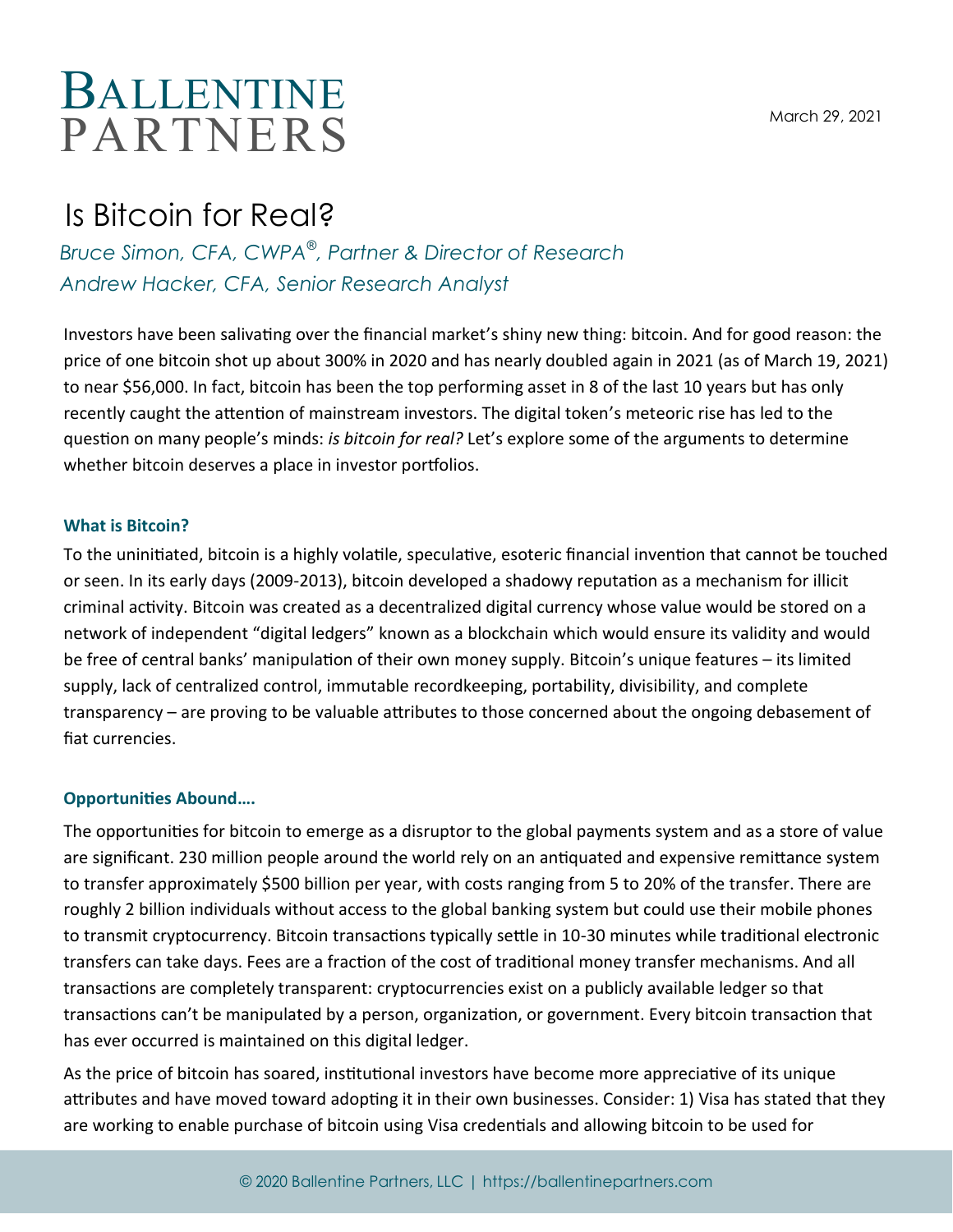# BALLENTINE PARTNERS

March 29, 2021

## Is Bitcoin for Real?

*Bruce Simon, CFA, CWPA®, Partner & Director of Research*
*Andrew Hacker, CFA, Senior Research Analyst*

Investors have been salivating over the financial market's shiny new thing: bitcoin. And for good reason: the price of one bitcoin shot up about 300% in 2020 and has nearly doubled again in 2021 (as of March 19, 2021) to near $56,000. In fact, bitcoin has been the top performing asset in 8 of the last 10 years but has only recently caught the attention of mainstream investors. The digital token's meteoric rise has led to the question on many people's minds: *is bitcoin for real?* Let's explore some of the arguments to determine whether bitcoin deserves a place in investor portfolios.

### What is Bitcoin?

To the uninitiated, bitcoin is a highly volatile, speculative, esoteric financial invention that cannot be touched or seen. In its early days (2009-2013), bitcoin developed a shadowy reputation as a mechanism for illicit criminal activity. Bitcoin was created as a decentralized digital currency whose value would be stored on a network of independent "digital ledgers" known as a blockchain which would ensure its validity and would be free of central banks' manipulation of their own money supply. Bitcoin's unique features – its limited supply, lack of centralized control, immutable recordkeeping, portability, divisibility, and complete transparency – are proving to be valuable attributes to those concerned about the ongoing debasement of fiat currencies.

### Opportunities Abound….

The opportunities for bitcoin to emerge as a disruptor to the global payments system and as a store of value are significant. 230 million people around the world rely on an antiquated and expensive remittance system to transfer approximately $500 billion per year, with costs ranging from 5 to 20% of the transfer. There are roughly 2 billion individuals without access to the global banking system but could use their mobile phones to transmit cryptocurrency. Bitcoin transactions typically settle in 10-30 minutes while traditional electronic transfers can take days. Fees are a fraction of the cost of traditional money transfer mechanisms. And all transactions are completely transparent: cryptocurrencies exist on a publicly available ledger so that transactions can't be manipulated by a person, organization, or government. Every bitcoin transaction that has ever occurred is maintained on this digital ledger.

As the price of bitcoin has soared, institutional investors have become more appreciative of its unique attributes and have moved toward adopting it in their own businesses. Consider: 1) Visa has stated that they are working to enable purchase of bitcoin using Visa credentials and allowing bitcoin to be used for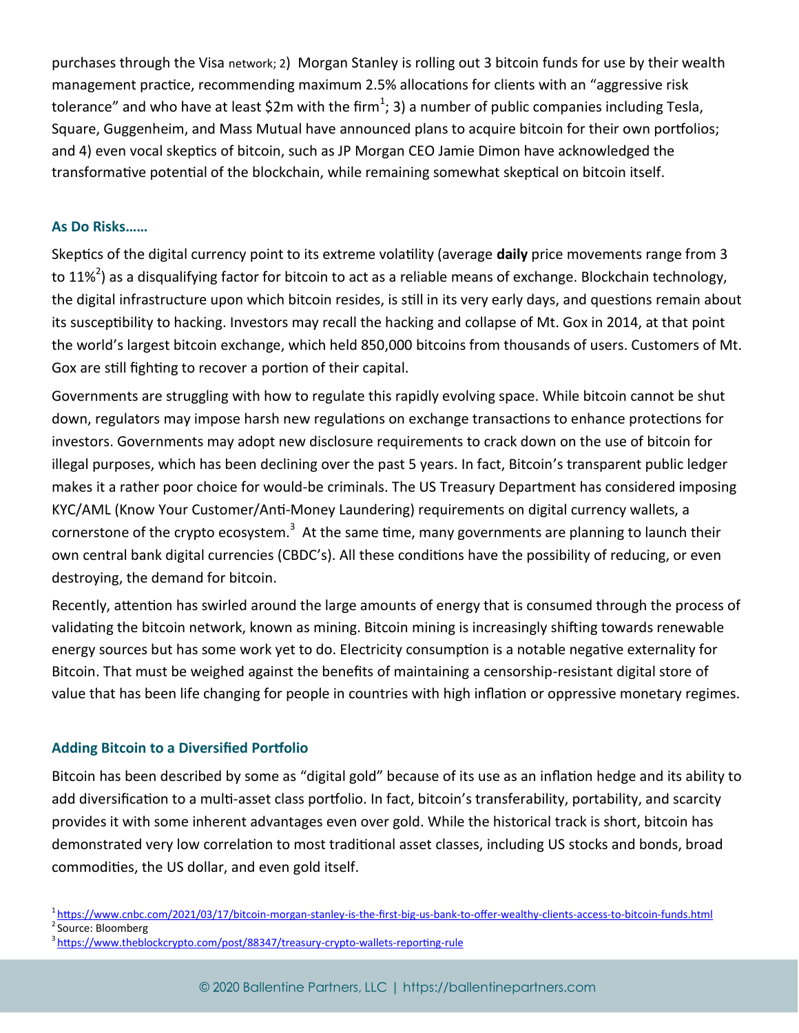purchases through the Visa network; 2) Morgan Stanley is rolling out 3 bitcoin funds for use by their wealth management practice, recommending maximum 2.5% allocations for clients with an "aggressive risk tolerance" and who have at least $2m with the firm[1]; 3) a number of public companies including Tesla, Square, Guggenheim, and Mass Mutual have announced plans to acquire bitcoin for their own portfolios; and 4) even vocal skeptics of bitcoin, such as JP Morgan CEO Jamie Dimon have acknowledged the transformative potential of the blockchain, while remaining somewhat skeptical on bitcoin itself.

### As Do Risks……

Skeptics of the digital currency point to its extreme volatility (average **daily** price movements range from 3 to 11%[2]) as a disqualifying factor for bitcoin to act as a reliable means of exchange. Blockchain technology, the digital infrastructure upon which bitcoin resides, is still in its very early days, and questions remain about its susceptibility to hacking. Investors may recall the hacking and collapse of Mt. Gox in 2014, at that point the world's largest bitcoin exchange, which held 850,000 bitcoins from thousands of users. Customers of Mt. Gox are still fighting to recover a portion of their capital.

Governments are struggling with how to regulate this rapidly evolving space. While bitcoin cannot be shut down, regulators may impose harsh new regulations on exchange transactions to enhance protections for investors. Governments may adopt new disclosure requirements to crack down on the use of bitcoin for illegal purposes, which has been declining over the past 5 years. In fact, Bitcoin's transparent public ledger makes it a rather poor choice for would-be criminals. The US Treasury Department has considered imposing KYC/AML (Know Your Customer/Anti-Money Laundering) requirements on digital currency wallets, a cornerstone of the crypto ecosystem.[3] At the same time, many governments are planning to launch their own central bank digital currencies (CBDC's). All these conditions have the possibility of reducing, or even destroying, the demand for bitcoin.

Recently, attention has swirled around the large amounts of energy that is consumed through the process of validating the bitcoin network, known as mining. Bitcoin mining is increasingly shifting towards renewable energy sources but has some work yet to do. Electricity consumption is a notable negative externality for Bitcoin. That must be weighed against the benefits of maintaining a censorship-resistant digital store of value that has been life changing for people in countries with high inflation or oppressive monetary regimes.

### Adding Bitcoin to a Diversified Portfolio

Bitcoin has been described by some as "digital gold" because of its use as an inflation hedge and its ability to add diversification to a multi-asset class portfolio. In fact, bitcoin's transferability, portability, and scarcity provides it with some inherent advantages even over gold. While the historical track is short, bitcoin has demonstrated very low correlation to most traditional asset classes, including US stocks and bonds, broad commodities, the US dollar, and even gold itself.

[1] https://www.cnbc.com/2021/03/17/bitcoin-morgan-stanley-is-the-first-big-us-bank-to-offer-wealthy-clients-access-to-bitcoin-funds.html

[2] Source: Bloomberg

[3] https://www.theblockcrypto.com/post/88347/treasury-crypto-wallets-reporting-rule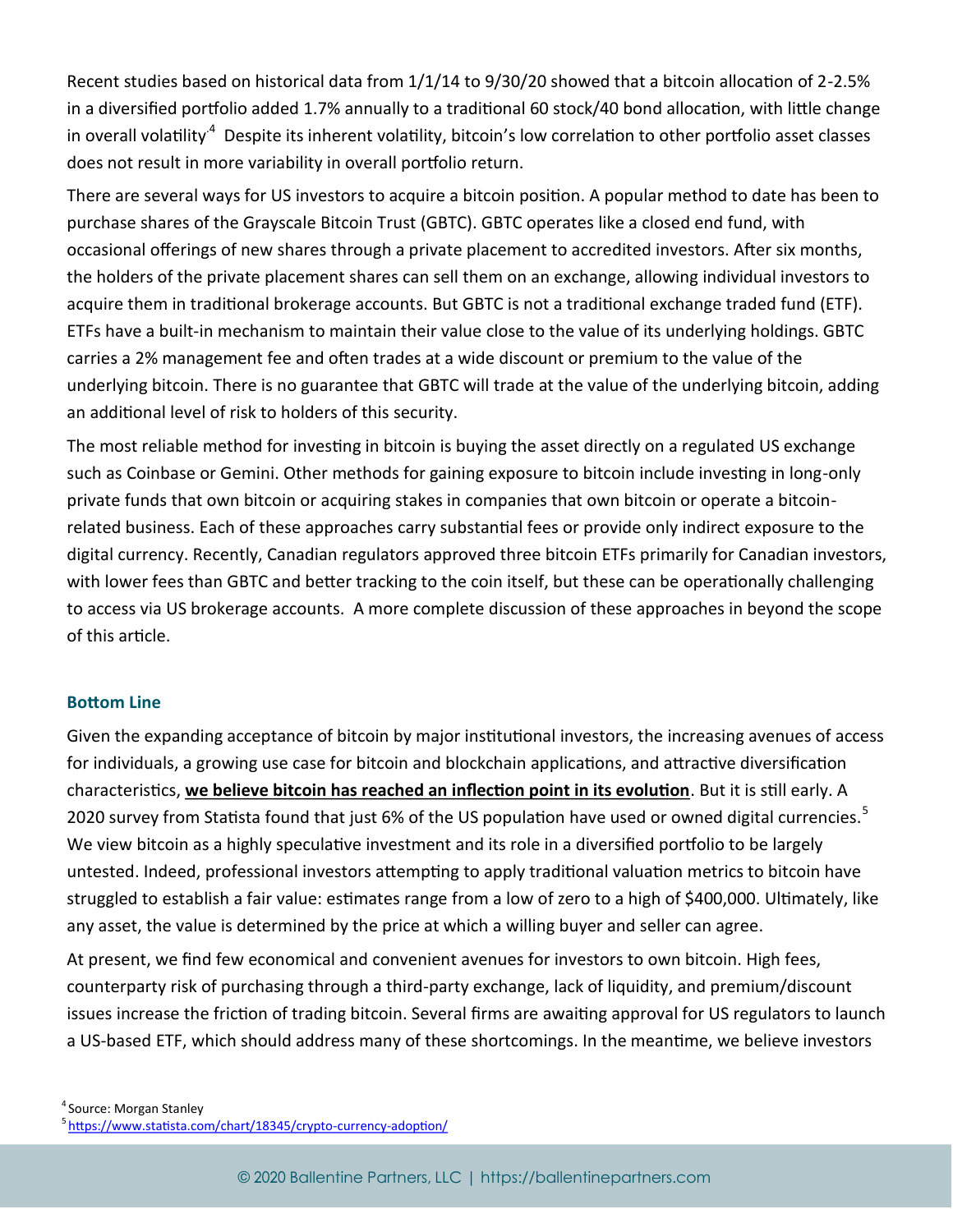Recent studies based on historical data from 1/1/14 to 9/30/20 showed that a bitcoin allocation of 2-2.5% in a diversified portfolio added 1.7% annually to a traditional 60 stock/40 bond allocation, with little change in overall volatility.[4] Despite its inherent volatility, bitcoin's low correlation to other portfolio asset classes does not result in more variability in overall portfolio return.

There are several ways for US investors to acquire a bitcoin position. A popular method to date has been to purchase shares of the Grayscale Bitcoin Trust (GBTC). GBTC operates like a closed end fund, with occasional offerings of new shares through a private placement to accredited investors. After six months, the holders of the private placement shares can sell them on an exchange, allowing individual investors to acquire them in traditional brokerage accounts. But GBTC is not a traditional exchange traded fund (ETF). ETFs have a built-in mechanism to maintain their value close to the value of its underlying holdings. GBTC carries a 2% management fee and often trades at a wide discount or premium to the value of the underlying bitcoin. There is no guarantee that GBTC will trade at the value of the underlying bitcoin, adding an additional level of risk to holders of this security.

The most reliable method for investing in bitcoin is buying the asset directly on a regulated US exchange such as Coinbase or Gemini. Other methods for gaining exposure to bitcoin include investing in long-only private funds that own bitcoin or acquiring stakes in companies that own bitcoin or operate a bitcoin-related business. Each of these approaches carry substantial fees or provide only indirect exposure to the digital currency. Recently, Canadian regulators approved three bitcoin ETFs primarily for Canadian investors, with lower fees than GBTC and better tracking to the coin itself, but these can be operationally challenging to access via US brokerage accounts. A more complete discussion of these approaches in beyond the scope of this article.

### Bottom Line

Given the expanding acceptance of bitcoin by major institutional investors, the increasing avenues of access for individuals, a growing use case for bitcoin and blockchain applications, and attractive diversification characteristics, **we believe bitcoin has reached an inflection point in its evolution**. But it is still early. A 2020 survey from Statista found that just 6% of the US population have used or owned digital currencies.[5] We view bitcoin as a highly speculative investment and its role in a diversified portfolio to be largely untested. Indeed, professional investors attempting to apply traditional valuation metrics to bitcoin have struggled to establish a fair value: estimates range from a low of zero to a high of $400,000. Ultimately, like any asset, the value is determined by the price at which a willing buyer and seller can agree.

At present, we find few economical and convenient avenues for investors to own bitcoin. High fees, counterparty risk of purchasing through a third-party exchange, lack of liquidity, and premium/discount issues increase the friction of trading bitcoin. Several firms are awaiting approval for US regulators to launch a US-based ETF, which should address many of these shortcomings. In the meantime, we believe investors

[4] Source: Morgan Stanley

[5] https://www.statista.com/chart/18345/crypto-currency-adoption/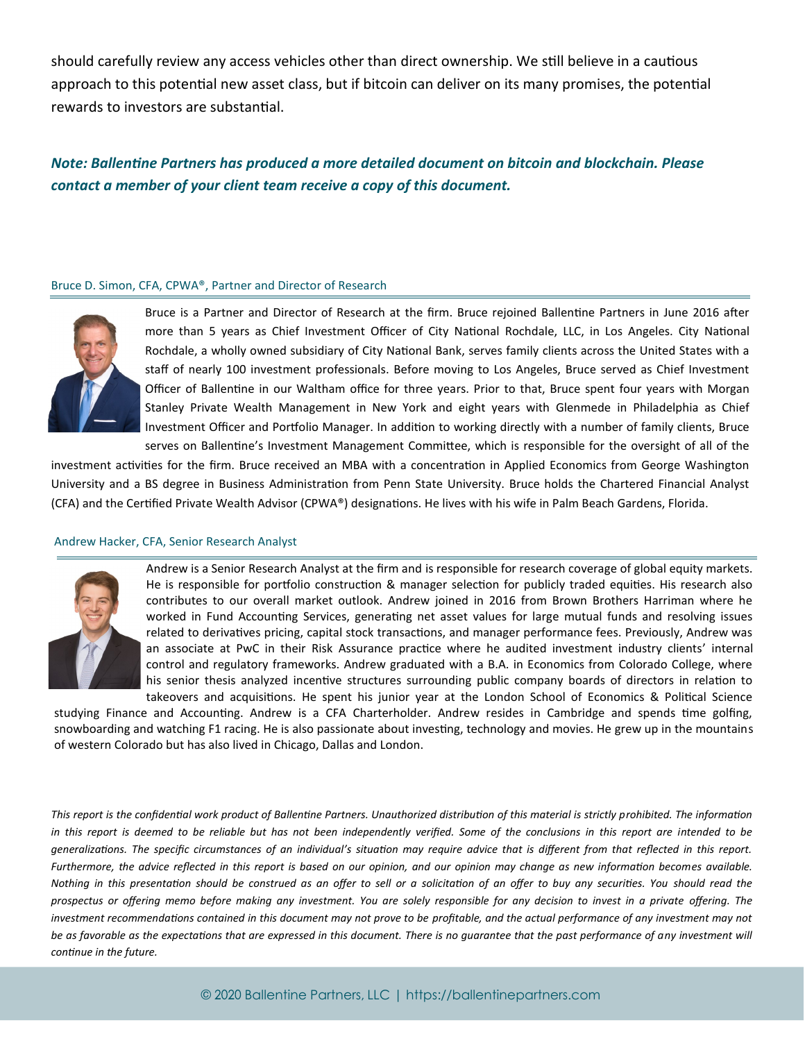should carefully review any access vehicles other than direct ownership. We still believe in a cautious approach to this potential new asset class, but if bitcoin can deliver on its many promises, the potential rewards to investors are substantial.

***Note: Ballentine Partners has produced a more detailed document on bitcoin and blockchain. Please contact a member of your client team receive a copy of this document.***

### Bruce D. Simon, CFA, CPWA®, Partner and Director of Research

Bruce is a Partner and Director of Research at the firm. Bruce rejoined Ballentine Partners in June 2016 after more than 5 years as Chief Investment Officer of City National Rochdale, LLC, in Los Angeles. City National Rochdale, a wholly owned subsidiary of City National Bank, serves family clients across the United States with a staff of nearly 100 investment professionals. Before moving to Los Angeles, Bruce served as Chief Investment Officer of Ballentine in our Waltham office for three years. Prior to that, Bruce spent four years with Morgan Stanley Private Wealth Management in New York and eight years with Glenmede in Philadelphia as Chief Investment Officer and Portfolio Manager. In addition to working directly with a number of family clients, Bruce serves on Ballentine's Investment Management Committee, which is responsible for the oversight of all of the investment activities for the firm. Bruce received an MBA with a concentration in Applied Economics from George Washington University and a BS degree in Business Administration from Penn State University. Bruce holds the Chartered Financial Analyst (CFA) and the Certified Private Wealth Advisor (CPWA®) designations. He lives with his wife in Palm Beach Gardens, Florida.

### Andrew Hacker, CFA, Senior Research Analyst

Andrew is a Senior Research Analyst at the firm and is responsible for research coverage of global equity markets. He is responsible for portfolio construction & manager selection for publicly traded equities. His research also contributes to our overall market outlook. Andrew joined in 2016 from Brown Brothers Harriman where he worked in Fund Accounting Services, generating net asset values for large mutual funds and resolving issues related to derivatives pricing, capital stock transactions, and manager performance fees. Previously, Andrew was an associate at PwC in their Risk Assurance practice where he audited investment industry clients' internal control and regulatory frameworks. Andrew graduated with a B.A. in Economics from Colorado College, where his senior thesis analyzed incentive structures surrounding public company boards of directors in relation to takeovers and acquisitions. He spent his junior year at the London School of Economics & Political Science studying Finance and Accounting. Andrew is a CFA Charterholder. Andrew resides in Cambridge and spends time golfing, snowboarding and watching F1 racing. He is also passionate about investing, technology and movies. He grew up in the mountains of western Colorado but has also lived in Chicago, Dallas and London.

*This report is the confidential work product of Ballentine Partners. Unauthorized distribution of this material is strictly prohibited. The information in this report is deemed to be reliable but has not been independently verified. Some of the conclusions in this report are intended to be generalizations. The specific circumstances of an individual's situation may require advice that is different from that reflected in this report. Furthermore, the advice reflected in this report is based on our opinion, and our opinion may change as new information becomes available. Nothing in this presentation should be construed as an offer to sell or a solicitation of an offer to buy any securities. You should read the prospectus or offering memo before making any investment. You are solely responsible for any decision to invest in a private offering. The investment recommendations contained in this document may not prove to be profitable, and the actual performance of any investment may not be as favorable as the expectations that are expressed in this document. There is no guarantee that the past performance of any investment will continue in the future.*

© 2020 Ballentine Partners, LLC | https://ballentinepartners.com